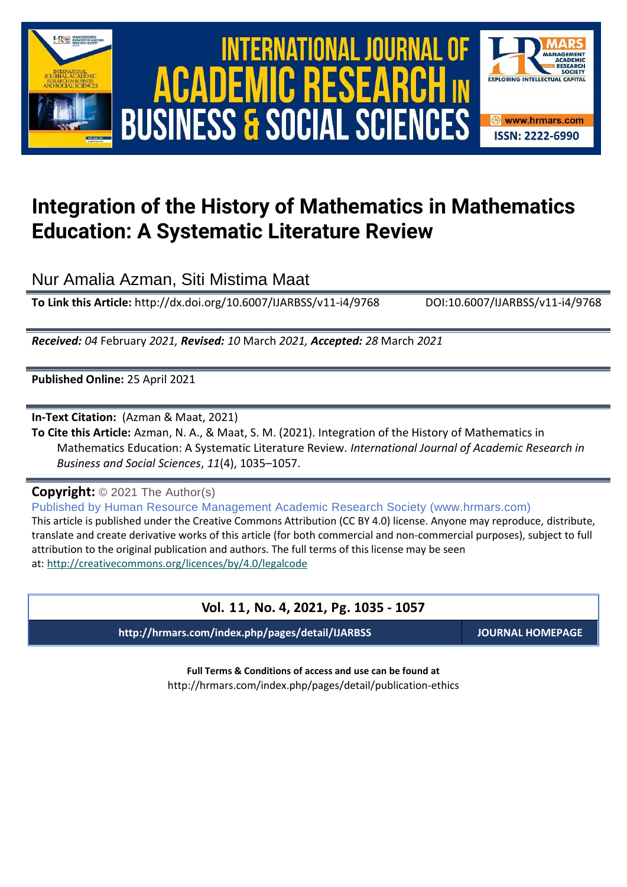# Integration of the History of Mathematics in Mathematics Education: A Systematic Literature Review

Nur Amalia Azman, Siti Mistima Maat

**To Link this Article:** http://dx.doi.org/10.6007/IJARBSS/v11-i4/9768 DOI:10.6007/IJARBSS/v11-i4/9768

***Received:** 04* February *2021, **Revised:** 10* March *2021, **Accepted:** 28* March *2021*

**Published Online:** 25 April 2021

**In-Text Citation:** (Azman & Maat, 2021)

**To Cite this Article:** Azman, N. A., & Maat, S. M. (2021). Integration of the History of Mathematics in Mathematics Education: A Systematic Literature Review. *International Journal of Academic Research in Business and Social Sciences*, *11*(4), 1035–1057.

**Copyright:** © 2021 The Author(s)

Published by Human Resource Management Academic Research Society (www.hrmars.com)

This article is published under the Creative Commons Attribution (CC BY 4.0) license. Anyone may reproduce, distribute, translate and create derivative works of this article (for both commercial and non-commercial purposes), subject to full attribution to the original publication and authors. The full terms of this license may be seen at: http://creativecommons.org/licences/by/4.0/legalcode

**Vol. 11, No. 4, 2021, Pg. 1035 - 1057**

**http://hrmars.com/index.php/pages/detail/IJARBSS** **JOURNAL HOMEPAGE**

**Full Terms & Conditions of access and use can be found at**
http://hrmars.com/index.php/pages/detail/publication-ethics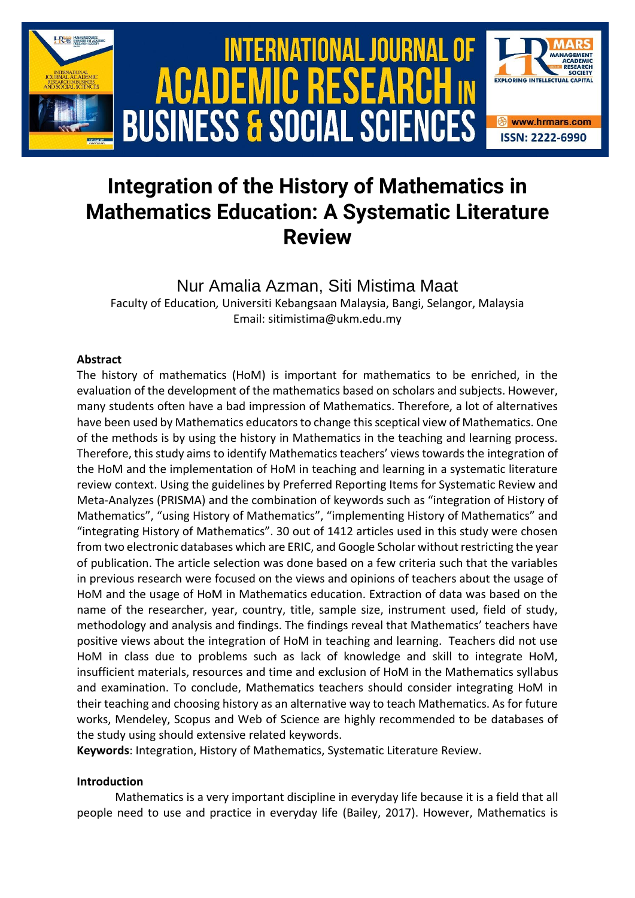# Integration of the History of Mathematics in Mathematics Education: A Systematic Literature Review

Nur Amalia Azman, Siti Mistima Maat

Faculty of Education, Universiti Kebangsaan Malaysia, Bangi, Selangor, Malaysia
Email: sitimistima@ukm.edu.my

**Abstract**

The history of mathematics (HoM) is important for mathematics to be enriched, in the evaluation of the development of the mathematics based on scholars and subjects. However, many students often have a bad impression of Mathematics. Therefore, a lot of alternatives have been used by Mathematics educators to change this sceptical view of Mathematics. One of the methods is by using the history in Mathematics in the teaching and learning process. Therefore, this study aims to identify Mathematics teachers' views towards the integration of the HoM and the implementation of HoM in teaching and learning in a systematic literature review context. Using the guidelines by Preferred Reporting Items for Systematic Review and Meta-Analyzes (PRISMA) and the combination of keywords such as "integration of History of Mathematics", "using History of Mathematics", "implementing History of Mathematics" and "integrating History of Mathematics". 30 out of 1412 articles used in this study were chosen from two electronic databases which are ERIC, and Google Scholar without restricting the year of publication. The article selection was done based on a few criteria such that the variables in previous research were focused on the views and opinions of teachers about the usage of HoM and the usage of HoM in Mathematics education. Extraction of data was based on the name of the researcher, year, country, title, sample size, instrument used, field of study, methodology and analysis and findings. The findings reveal that Mathematics' teachers have positive views about the integration of HoM in teaching and learning. Teachers did not use HoM in class due to problems such as lack of knowledge and skill to integrate HoM, insufficient materials, resources and time and exclusion of HoM in the Mathematics syllabus and examination. To conclude, Mathematics teachers should consider integrating HoM in their teaching and choosing history as an alternative way to teach Mathematics. As for future works, Mendeley, Scopus and Web of Science are highly recommended to be databases of the study using should extensive related keywords.

**Keywords**: Integration, History of Mathematics, Systematic Literature Review.

**Introduction**

Mathematics is a very important discipline in everyday life because it is a field that all people need to use and practice in everyday life (Bailey, 2017). However, Mathematics is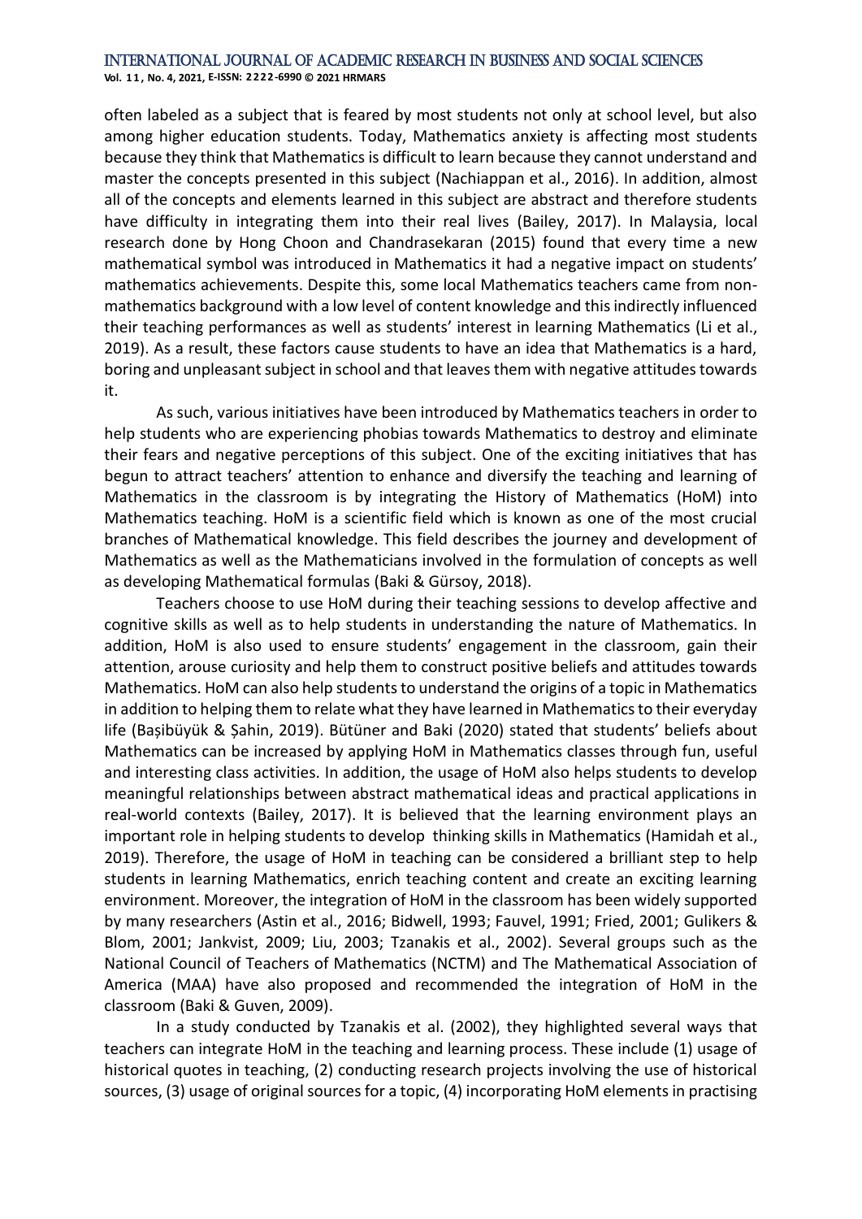often labeled as a subject that is feared by most students not only at school level, but also among higher education students. Today, Mathematics anxiety is affecting most students because they think that Mathematics is difficult to learn because they cannot understand and master the concepts presented in this subject (Nachiappan et al., 2016). In addition, almost all of the concepts and elements learned in this subject are abstract and therefore students have difficulty in integrating them into their real lives (Bailey, 2017). In Malaysia, local research done by Hong Choon and Chandrasekaran (2015) found that every time a new mathematical symbol was introduced in Mathematics it had a negative impact on students' mathematics achievements. Despite this, some local Mathematics teachers came from non-mathematics background with a low level of content knowledge and this indirectly influenced their teaching performances as well as students' interest in learning Mathematics (Li et al., 2019). As a result, these factors cause students to have an idea that Mathematics is a hard, boring and unpleasant subject in school and that leaves them with negative attitudes towards it.

As such, various initiatives have been introduced by Mathematics teachers in order to help students who are experiencing phobias towards Mathematics to destroy and eliminate their fears and negative perceptions of this subject. One of the exciting initiatives that has begun to attract teachers' attention to enhance and diversify the teaching and learning of Mathematics in the classroom is by integrating the History of Mathematics (HoM) into Mathematics teaching. HoM is a scientific field which is known as one of the most crucial branches of Mathematical knowledge. This field describes the journey and development of Mathematics as well as the Mathematicians involved in the formulation of concepts as well as developing Mathematical formulas (Baki & Gürsoy, 2018).

Teachers choose to use HoM during their teaching sessions to develop affective and cognitive skills as well as to help students in understanding the nature of Mathematics. In addition, HoM is also used to ensure students' engagement in the classroom, gain their attention, arouse curiosity and help them to construct positive beliefs and attitudes towards Mathematics. HoM can also help students to understand the origins of a topic in Mathematics in addition to helping them to relate what they have learned in Mathematics to their everyday life (Başibüyük & Şahin, 2019). Bütüner and Baki (2020) stated that students' beliefs about Mathematics can be increased by applying HoM in Mathematics classes through fun, useful and interesting class activities. In addition, the usage of HoM also helps students to develop meaningful relationships between abstract mathematical ideas and practical applications in real-world contexts (Bailey, 2017). It is believed that the learning environment plays an important role in helping students to develop thinking skills in Mathematics (Hamidah et al., 2019). Therefore, the usage of HoM in teaching can be considered a brilliant step to help students in learning Mathematics, enrich teaching content and create an exciting learning environment. Moreover, the integration of HoM in the classroom has been widely supported by many researchers (Astin et al., 2016; Bidwell, 1993; Fauvel, 1991; Fried, 2001; Gulikers & Blom, 2001; Jankvist, 2009; Liu, 2003; Tzanakis et al., 2002). Several groups such as the National Council of Teachers of Mathematics (NCTM) and The Mathematical Association of America (MAA) have also proposed and recommended the integration of HoM in the classroom (Baki & Guven, 2009).

In a study conducted by Tzanakis et al. (2002), they highlighted several ways that teachers can integrate HoM in the teaching and learning process. These include (1) usage of historical quotes in teaching, (2) conducting research projects involving the use of historical sources, (3) usage of original sources for a topic, (4) incorporating HoM elements in practising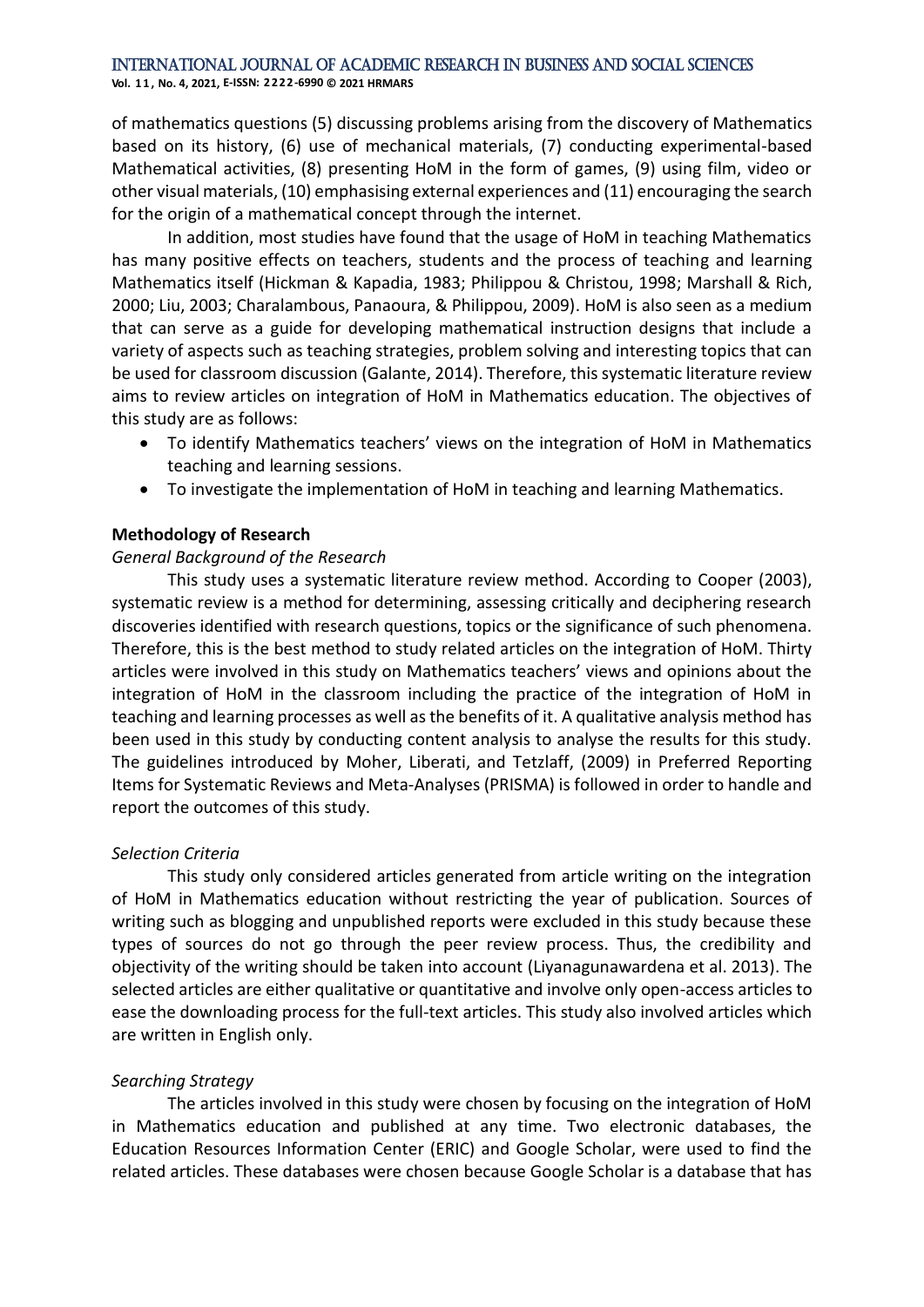of mathematics questions (5) discussing problems arising from the discovery of Mathematics based on its history, (6) use of mechanical materials, (7) conducting experimental-based Mathematical activities, (8) presenting HoM in the form of games, (9) using film, video or other visual materials, (10) emphasising external experiences and (11) encouraging the search for the origin of a mathematical concept through the internet.

In addition, most studies have found that the usage of HoM in teaching Mathematics has many positive effects on teachers, students and the process of teaching and learning Mathematics itself (Hickman & Kapadia, 1983; Philippou & Christou, 1998; Marshall & Rich, 2000; Liu, 2003; Charalambous, Panaoura, & Philippou, 2009). HoM is also seen as a medium that can serve as a guide for developing mathematical instruction designs that include a variety of aspects such as teaching strategies, problem solving and interesting topics that can be used for classroom discussion (Galante, 2014). Therefore, this systematic literature review aims to review articles on integration of HoM in Mathematics education. The objectives of this study are as follows:

- To identify Mathematics teachers' views on the integration of HoM in Mathematics teaching and learning sessions.
- To investigate the implementation of HoM in teaching and learning Mathematics.

## Methodology of Research

### *General Background of the Research*

This study uses a systematic literature review method. According to Cooper (2003), systematic review is a method for determining, assessing critically and deciphering research discoveries identified with research questions, topics or the significance of such phenomena. Therefore, this is the best method to study related articles on the integration of HoM. Thirty articles were involved in this study on Mathematics teachers' views and opinions about the integration of HoM in the classroom including the practice of the integration of HoM in teaching and learning processes as well as the benefits of it. A qualitative analysis method has been used in this study by conducting content analysis to analyse the results for this study. The guidelines introduced by Moher, Liberati, and Tetzlaff, (2009) in Preferred Reporting Items for Systematic Reviews and Meta-Analyses (PRISMA) is followed in order to handle and report the outcomes of this study.

### *Selection Criteria*

This study only considered articles generated from article writing on the integration of HoM in Mathematics education without restricting the year of publication. Sources of writing such as blogging and unpublished reports were excluded in this study because these types of sources do not go through the peer review process. Thus, the credibility and objectivity of the writing should be taken into account (Liyanagunawardena et al. 2013). The selected articles are either qualitative or quantitative and involve only open-access articles to ease the downloading process for the full-text articles. This study also involved articles which are written in English only.

### *Searching Strategy*

The articles involved in this study were chosen by focusing on the integration of HoM in Mathematics education and published at any time. Two electronic databases, the Education Resources Information Center (ERIC) and Google Scholar, were used to find the related articles. These databases were chosen because Google Scholar is a database that has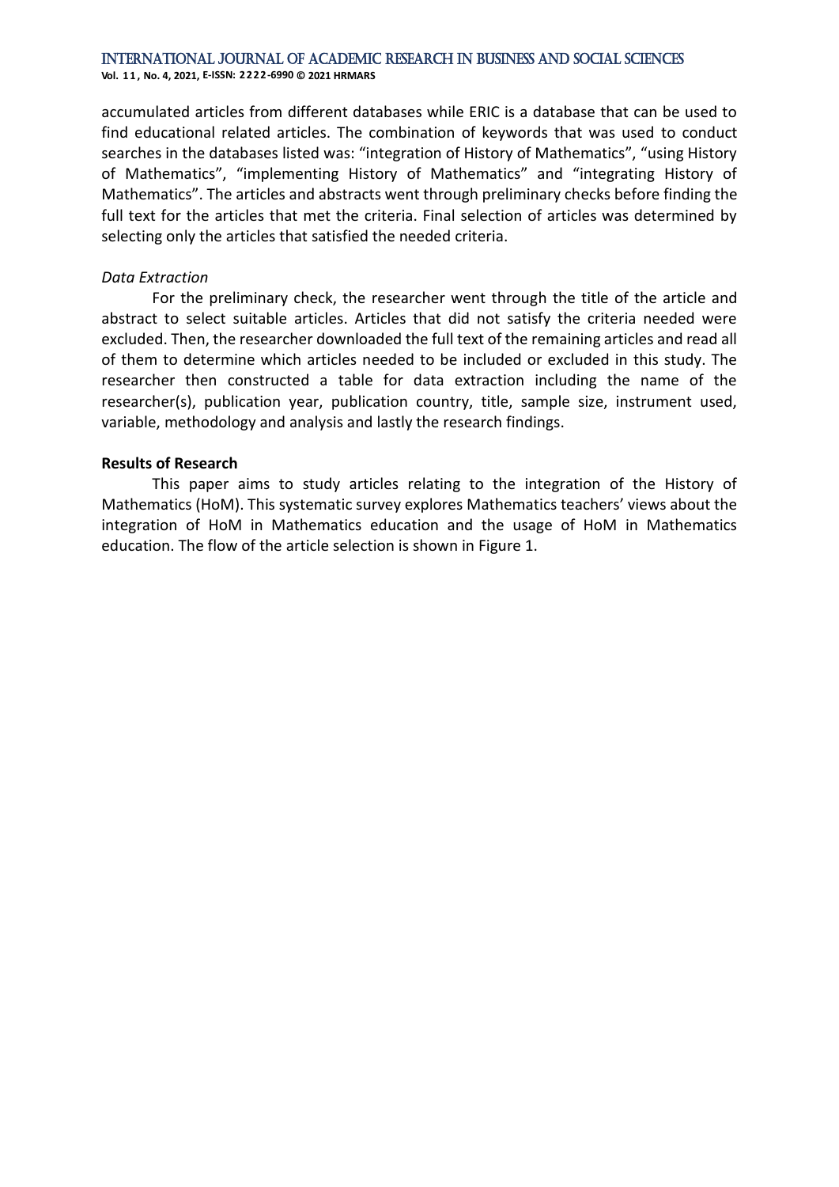accumulated articles from different databases while ERIC is a database that can be used to find educational related articles. The combination of keywords that was used to conduct searches in the databases listed was: "integration of History of Mathematics", "using History of Mathematics", "implementing History of Mathematics" and "integrating History of Mathematics". The articles and abstracts went through preliminary checks before finding the full text for the articles that met the criteria. Final selection of articles was determined by selecting only the articles that satisfied the needed criteria.

*Data Extraction*

For the preliminary check, the researcher went through the title of the article and abstract to select suitable articles. Articles that did not satisfy the criteria needed were excluded. Then, the researcher downloaded the full text of the remaining articles and read all of them to determine which articles needed to be included or excluded in this study. The researcher then constructed a table for data extraction including the name of the researcher(s), publication year, publication country, title, sample size, instrument used, variable, methodology and analysis and lastly the research findings.

**Results of Research**

This paper aims to study articles relating to the integration of the History of Mathematics (HoM). This systematic survey explores Mathematics teachers' views about the integration of HoM in Mathematics education and the usage of HoM in Mathematics education. The flow of the article selection is shown in Figure 1.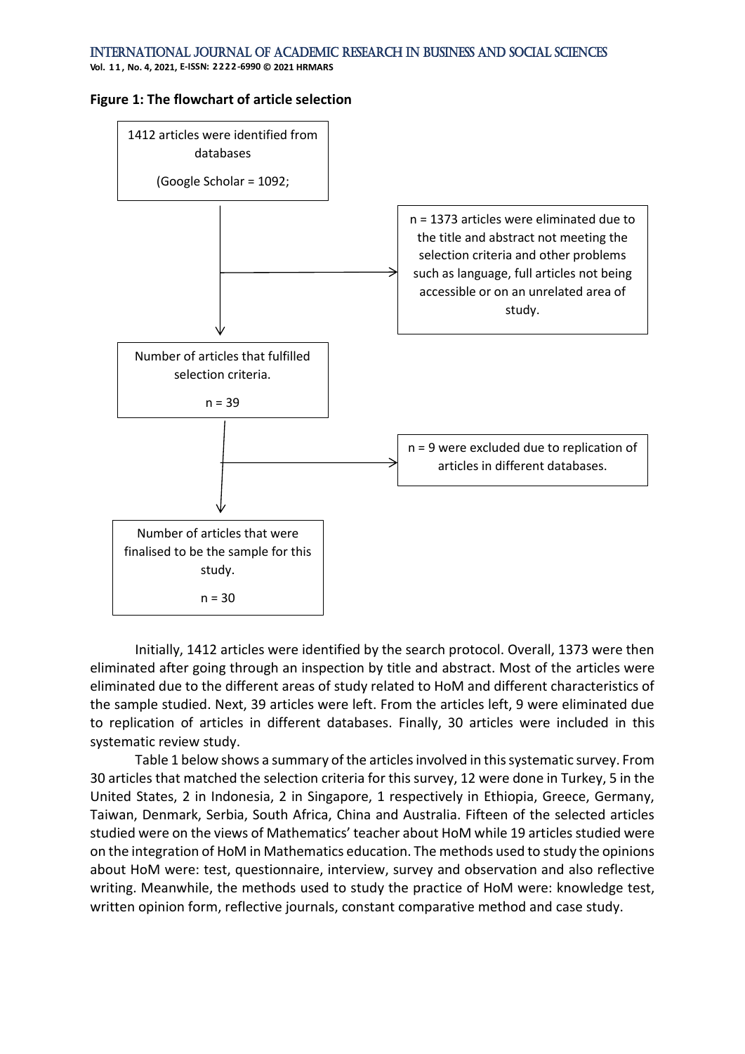**Figure 1: The flowchart of article selection**

1412 articles were identified from databases

(Google Scholar = 1092;

→ n = 1373 articles were eliminated due to the title and abstract not meeting the selection criteria and other problems such as language, full articles not being accessible or on an unrelated area of study.

Number of articles that fulfilled selection criteria.

n = 39

→ n = 9 were excluded due to replication of articles in different databases.

Number of articles that were finalised to be the sample for this study.

n = 30

Initially, 1412 articles were identified by the search protocol. Overall, 1373 were then eliminated after going through an inspection by title and abstract. Most of the articles were eliminated due to the different areas of study related to HoM and different characteristics of the sample studied. Next, 39 articles were left. From the articles left, 9 were eliminated due to replication of articles in different databases. Finally, 30 articles were included in this systematic review study.

Table 1 below shows a summary of the articles involved in this systematic survey. From 30 articles that matched the selection criteria for this survey, 12 were done in Turkey, 5 in the United States, 2 in Indonesia, 2 in Singapore, 1 respectively in Ethiopia, Greece, Germany, Taiwan, Denmark, Serbia, South Africa, China and Australia. Fifteen of the selected articles studied were on the views of Mathematics' teacher about HoM while 19 articles studied were on the integration of HoM in Mathematics education. The methods used to study the opinions about HoM were: test, questionnaire, interview, survey and observation and also reflective writing. Meanwhile, the methods used to study the practice of HoM were: knowledge test, written opinion form, reflective journals, constant comparative method and case study.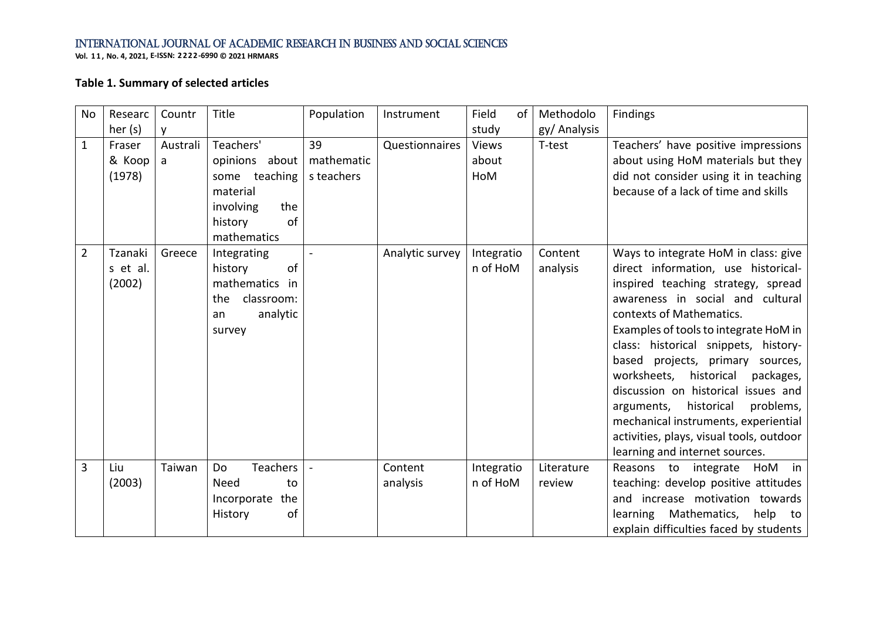**Table 1. Summary of selected articles**

| No | Researcher (s) | Country | Title | Population | Instrument | Field of study | Methodology/ Analysis | Findings |
|---|---|---|---|---|---|---|---|---|
| 1 | Fraser & Koop (1978) | Australia | Teachers' opinions about some teaching material involving the history of mathematics | 39 mathematics teachers | Questionnaires | Views about HoM | T-test | Teachers' have positive impressions about using HoM materials but they did not consider using it in teaching because of a lack of time and skills |
| 2 | Tzanakis et al. (2002) | Greece | Integrating history of mathematics in the classroom: an analytic survey | - | Analytic survey | Integration of HoM | Content analysis | Ways to integrate HoM in class: give direct information, use historical-inspired teaching strategy, spread awareness in social and cultural contexts of Mathematics. Examples of tools to integrate HoM in class: historical snippets, history-based projects, primary sources, worksheets, historical packages, discussion on historical issues and arguments, historical problems, mechanical instruments, experiential activities, plays, visual tools, outdoor learning and internet sources. |
| 3 | Liu (2003) | Taiwan | Do Teachers Need to Incorporate the History of | - | Content analysis | Integration of HoM | Literature review | Reasons to integrate HoM in teaching: develop positive attitudes and increase motivation towards learning Mathematics, help to explain difficulties faced by students |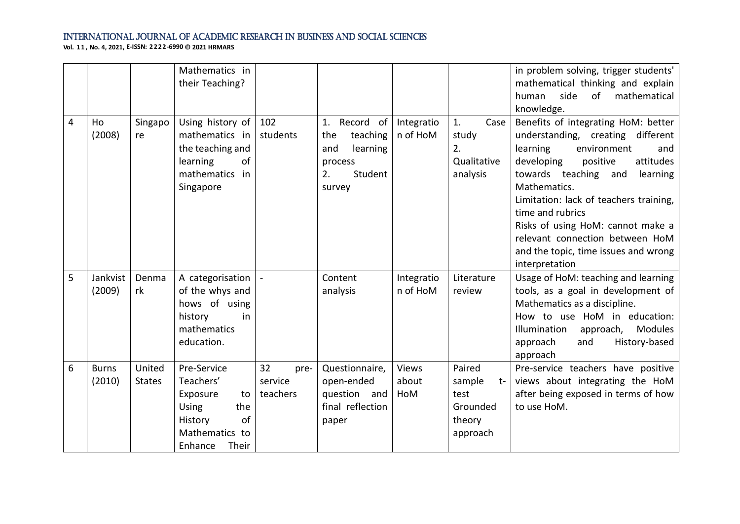|   |   |   | Mathematics in their Teaching? |   |   |   |   | in problem solving, trigger students' mathematical thinking and explain human side of mathematical knowledge. |
|---|---|---|---|---|---|---|---|---|
| 4 | Ho (2008) | Singapore | Using history of mathematics in the teaching and learning of mathematics in Singapore | 102 students | 1. Record of the teaching and learning process<br>2. Student survey | Integration of HoM | 1. Case study<br>2. Qualitative analysis | Benefits of integrating HoM: better understanding, creating different learning environment and developing positive attitudes towards teaching and learning Mathematics.<br>Limitation: lack of teachers training, time and rubrics<br>Risks of using HoM: cannot make a relevant connection between HoM and the topic, time issues and wrong interpretation |
| 5 | Jankvist (2009) | Denmark | A categorisation of the whys and hows of using history in mathematics education. | - | Content analysis | Integration of HoM | Literature review | Usage of HoM: teaching and learning tools, as a goal in development of Mathematics as a discipline.<br>How to use HoM in education: Illumination approach, Modules approach and History-based approach |
| 6 | Burns (2010) | United States | Pre-Service Teachers' Exposure to Using the History of Mathematics to Enhance Their | 32 pre-service teachers | Questionnaire, open-ended question and final reflection paper | Views about HoM | Paired sample t-test<br>Grounded theory approach | Pre-service teachers have positive views about integrating the HoM after being exposed in terms of how to use HoM. |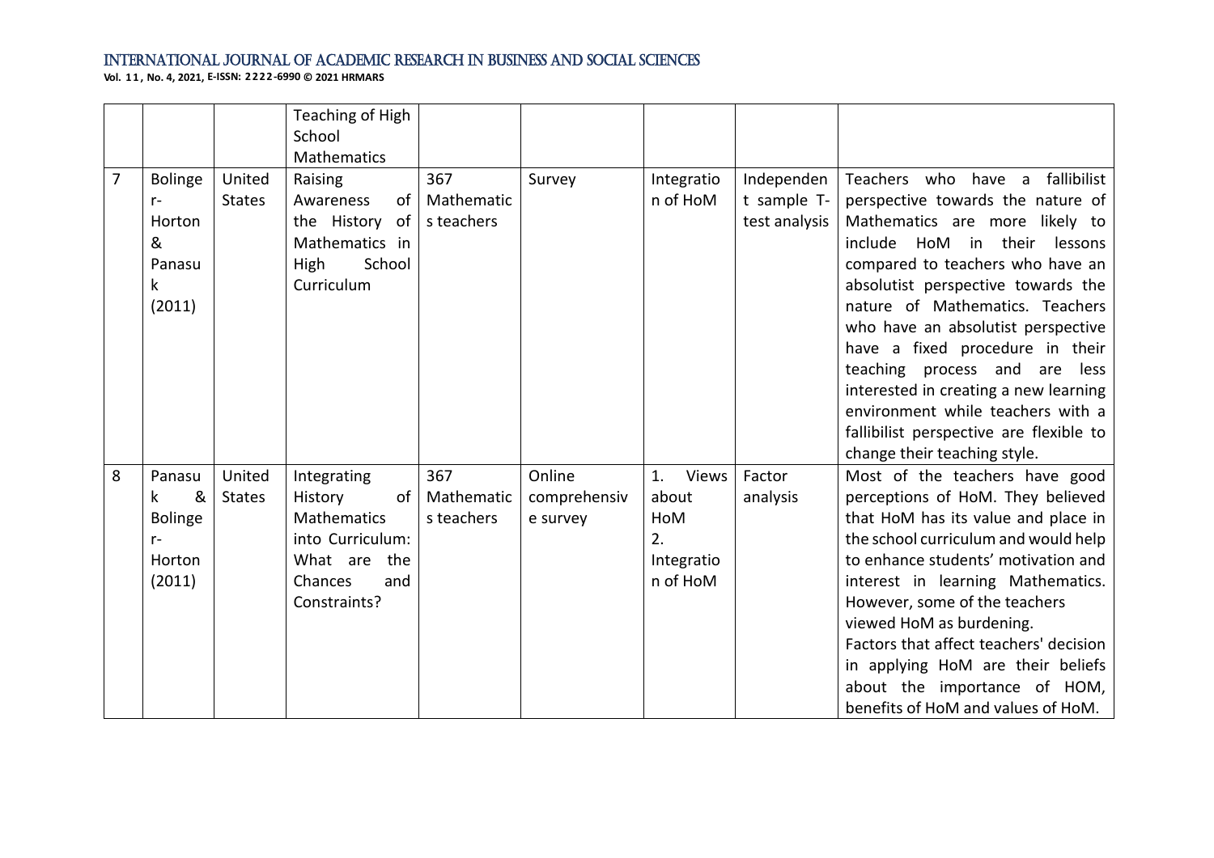|   |   |   | Teaching of High School Mathematics |   |   |   |   |   |
|---|---|---|---|---|---|---|---|---|
| 7 | Bolinger-Horton & Panasuk (2011) | United States | Raising Awareness of the History of Mathematics in High School Curriculum | 367 Mathematics teachers | Survey | Integration of HoM | Independent sample T-test analysis | Teachers who have a fallibilist perspective towards the nature of Mathematics are more likely to include HoM in their lessons compared to teachers who have an absolutist perspective towards the nature of Mathematics. Teachers who have an absolutist perspective have a fixed procedure in their teaching process and are less interested in creating a new learning environment while teachers with a fallibilist perspective are flexible to change their teaching style. |
| 8 | Panasuk & Bolinger-Horton (2011) | United States | Integrating History of Mathematics into Curriculum: What are the Chances and Constraints? | 367 Mathematics teachers | Online comprehensive survey | 1. Views about HoM 2. Integration of HoM | Factor analysis | Most of the teachers have good perceptions of HoM. They believed that HoM has its value and place in the school curriculum and would help to enhance students' motivation and interest in learning Mathematics. However, some of the teachers viewed HoM as burdening. Factors that affect teachers' decision in applying HoM are their beliefs about the importance of HOM, benefits of HoM and values of HoM. |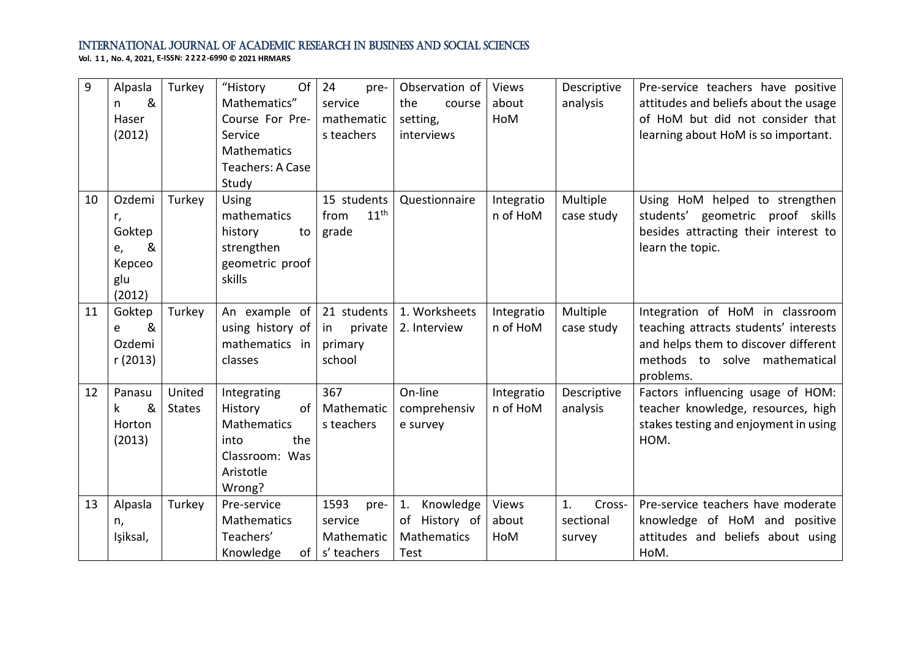| 9 | Alpaslan & Haser (2012) | Turkey | "History Of Mathematics" Course For Pre-Service Mathematics Teachers: A Case Study | 24 pre-service mathematics teachers | Observation of the course setting, interviews | Views about HoM | Descriptive analysis | Pre-service teachers have positive attitudes and beliefs about the usage of HoM but did not consider that learning about HoM is so important. |
|---|---|---|---|---|---|---|---|---|
| 10 | Ozdemir, Goktepe, & Kepceoglu (2012) | Turkey | Using mathematics history to strengthen geometric proof skills | 15 students from 11th grade | Questionnaire | Integration of HoM | Multiple case study | Using HoM helped to strengthen students' geometric proof skills besides attracting their interest to learn the topic. |
| 11 | Goktepe & Ozdemir (2013) | Turkey | An example of using history of mathematics in classes | 21 students in private primary school | 1. Worksheets 2. Interview | Integration of HoM | Multiple case study | Integration of HoM in classroom teaching attracts students' interests and helps them to discover different methods to solve mathematical problems. |
| 12 | Panasuk & Horton (2013) | United States | Integrating History of Mathematics into the Classroom: Was Aristotle Wrong? | 367 Mathematics teachers | On-line comprehensive survey | Integration of HoM | Descriptive analysis | Factors influencing usage of HOM: teacher knowledge, resources, high stakes testing and enjoyment in using HOM. |
| 13 | Alpaslan, Işiksal, | Turkey | Pre-service Mathematics Teachers' Knowledge of | 1593 pre-service Mathematics' teachers | 1. Knowledge of History of Mathematics Test | Views about HoM | 1. Cross-sectional survey | Pre-service teachers have moderate knowledge of HoM and positive attitudes and beliefs about using HoM. |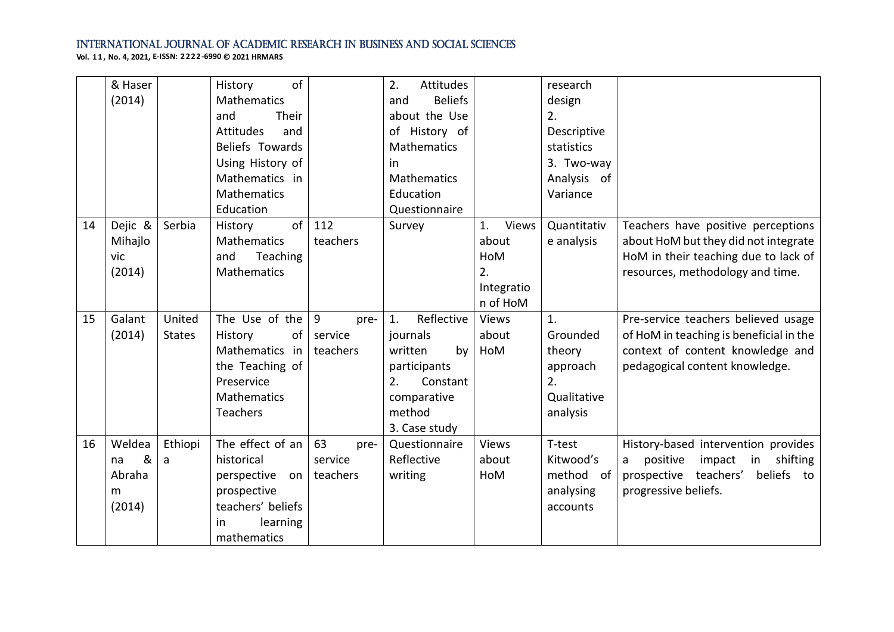|  |  |  |  |  |  |  |  |  |
|---|---|---|---|---|---|---|---|---|
|  | & Haser (2014) |  | History of Mathematics and Their Attitudes and Beliefs Towards Using History of Mathematics in Mathematics Education |  | 2. Attitudes and Beliefs about the Use of History of Mathematics in Mathematics Education Questionnaire |  | research design 2. Descriptive statistics 3. Two-way Analysis of Variance |  |
| 14 | Dejic & Mihajlovic (2014) | Serbia | History of Mathematics and Teaching Mathematics | 112 teachers | Survey | 1. Views about HoM 2. Integration of HoM | Quantitative analysis | Teachers have positive perceptions about HoM but they did not integrate HoM in their teaching due to lack of resources, methodology and time. |
| 15 | Galant (2014) | United States | The Use of the History of Mathematics in the Teaching of Preservice Mathematics Teachers | 9 pre-service teachers | 1. Reflective journals written by participants 2. Constant comparative method 3. Case study | Views about HoM | 1. Grounded theory approach 2. Qualitative analysis | Pre-service teachers believed usage of HoM in teaching is beneficial in the context of content knowledge and pedagogical content knowledge. |
| 16 | Weldeana & Abraham (2014) | Ethiopia | The effect of an historical perspective on prospective teachers' beliefs in learning mathematics | 63 pre-service teachers | Questionnaire Reflective writing | Views about HoM | T-test Kitwood's method of analysing accounts | History-based intervention provides a positive impact in shifting prospective teachers' beliefs to progressive beliefs. |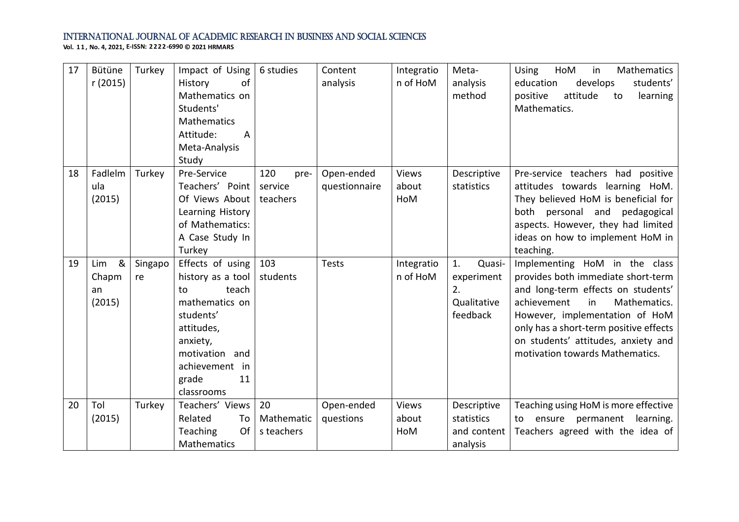| 17 | Bütüner (2015) | Turkey | Impact of Using History of Mathematics on Students' Mathematics Attitude: A Meta-Analysis Study | 6 studies | Content analysis | Integration of HoM | Meta-analysis method | Using HoM in Mathematics education develops students' positive attitude to learning Mathematics. |
|---|---|---|---|---|---|---|---|---|
| 18 | Fadlelmula (2015) | Turkey | Pre-Service Teachers' Point Of Views About Learning History of Mathematics: A Case Study In Turkey | 120 pre-service teachers | Open-ended questionnaire | Views about HoM | Descriptive statistics | Pre-service teachers had positive attitudes towards learning HoM. They believed HoM is beneficial for both personal and pedagogical aspects. However, they had limited ideas on how to implement HoM in teaching. |
| 19 | Lim & Chapman (2015) | Singapore | Effects of using history as a tool to teach mathematics on students' attitudes, anxiety, motivation and achievement in grade 11 classrooms | 103 students | Tests | Integration of HoM | 1. Quasi-experiment 2. Qualitative feedback | Implementing HoM in the class provides both immediate short-term and long-term effects on students' achievement in Mathematics. However, implementation of HoM only has a short-term positive effects on students' attitudes, anxiety and motivation towards Mathematics. |
| 20 | Tol (2015) | Turkey | Teachers' Views Related To Teaching Of Mathematics | 20 Mathematics teachers | Open-ended questions | Views about HoM | Descriptive statistics and content analysis | Teaching using HoM is more effective to ensure permanent learning. Teachers agreed with the idea of |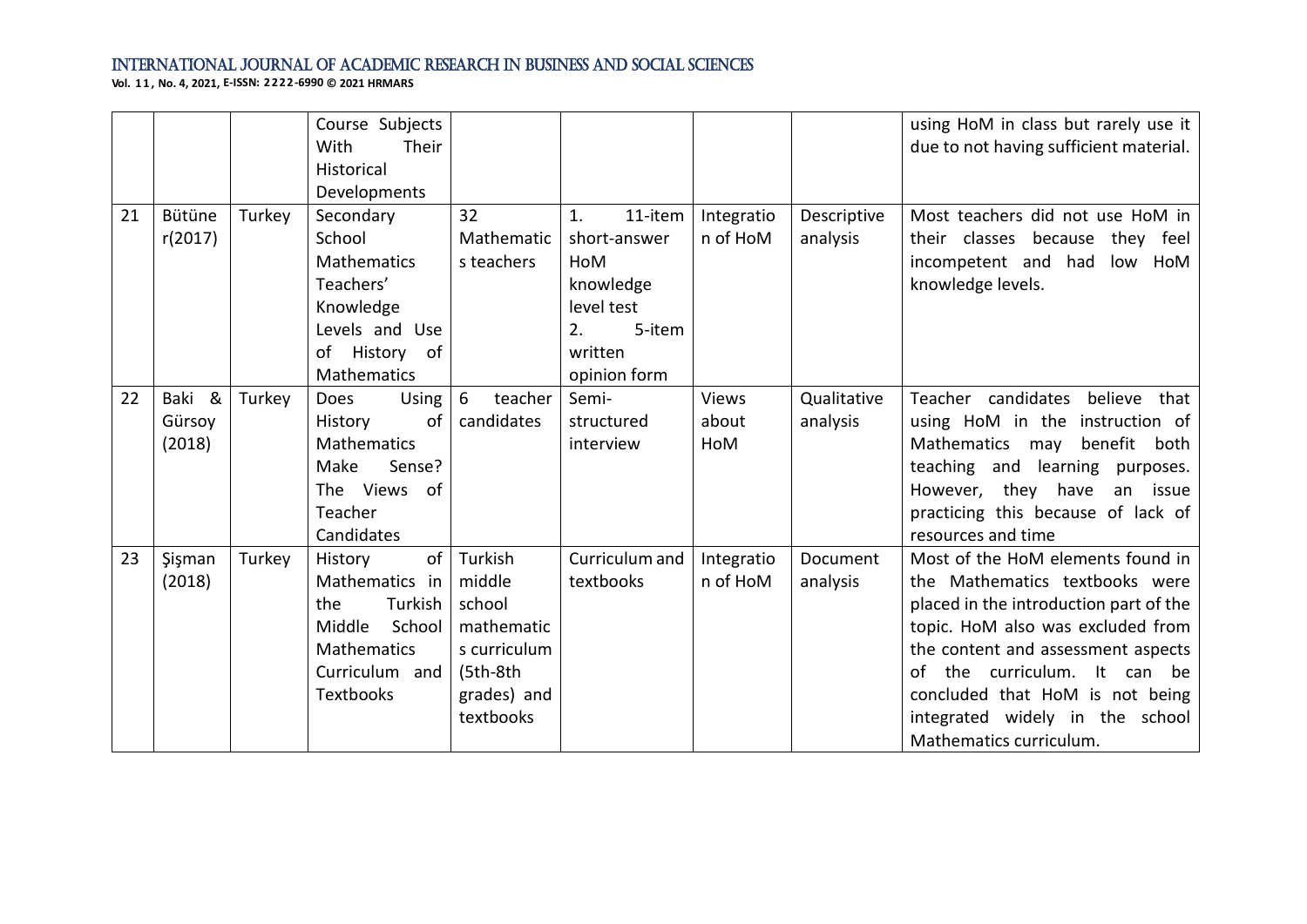| | | | Course Subjects With Their Historical Developments | | | | | using HoM in class but rarely use it due to not having sufficient material. |
|---|---|---|---|---|---|---|---|---|
| 21 | Bütüner(2017) | Turkey | Secondary School Mathematics Teachers' Knowledge Levels and Use of History of Mathematics | 32 Mathematics teachers | 1. 11-item short-answer HoM knowledge level test 2. 5-item written opinion form | Integration of HoM | Descriptive analysis | Most teachers did not use HoM in their classes because they feel incompetent and had low HoM knowledge levels. |
| 22 | Baki & Gürsoy (2018) | Turkey | Does Using History of Mathematics Make Sense? The Views of Teacher Candidates | 6 teacher candidates | Semi-structured interview | Views about HoM | Qualitative analysis | Teacher candidates believe that using HoM in the instruction of Mathematics may benefit both teaching and learning purposes. However, they have an issue practicing this because of lack of resources and time |
| 23 | Şişman (2018) | Turkey | History of Mathematics in the Turkish Middle School Mathematics Curriculum and Textbooks | Turkish middle school mathematics curriculum (5th-8th grades) and textbooks | Curriculum and textbooks | Integration of HoM | Document analysis | Most of the HoM elements found in the Mathematics textbooks were placed in the introduction part of the topic. HoM also was excluded from the content and assessment aspects of the curriculum. It can be concluded that HoM is not being integrated widely in the school Mathematics curriculum. |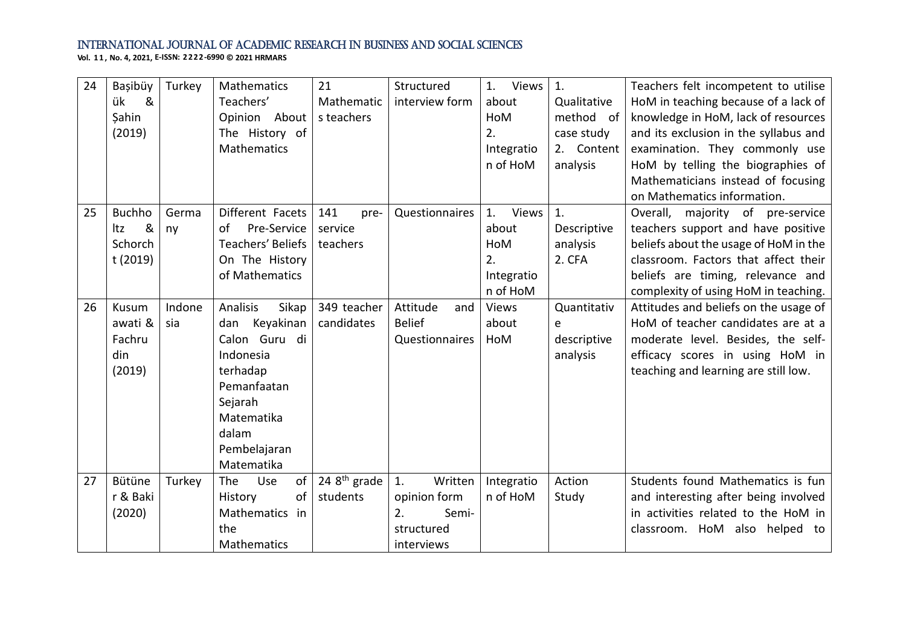| 24 | Başıbüyük & Şahin (2019) | Turkey | Mathematics Teachers' Opinion About The History of Mathematics | 21 Mathematics teachers | Structured interview form | 1. Views about HoM 2. Integration of HoM | 1. Qualitative method of case study 2. Content analysis | Teachers felt incompetent to utilise HoM in teaching because of a lack of knowledge in HoM, lack of resources and its exclusion in the syllabus and examination. They commonly use HoM by telling the biographies of Mathematicians instead of focusing on Mathematics information. |
|---|---|---|---|---|---|---|---|---|
| 25 | Buchholtz & Schorcht (2019) | Germany | Different Facets of Pre-Service Teachers' Beliefs On The History of Mathematics | 141 pre-service teachers | Questionnaires | 1. Views about HoM 2. Integration of HoM | 1. Descriptive analysis 2. CFA | Overall, majority of pre-service teachers support and have positive beliefs about the usage of HoM in the classroom. Factors that affect their beliefs are timing, relevance and complexity of using HoM in teaching. |
| 26 | Kusumawati & Fachrudin (2019) | Indonesia | Analisis Sikap dan Keyakinan Calon Guru di Indonesia terhadap Pemanfaatan Sejarah Matematika dalam Pembelajaran Matematika | 349 teacher candidates | Attitude and Belief Questionnaires | Views about HoM | Quantitative descriptive analysis | Attitudes and beliefs on the usage of HoM of teacher candidates are at a moderate level. Besides, the self-efficacy scores in using HoM in teaching and learning are still low. |
| 27 | Bütüner & Baki (2020) | Turkey | The Use of History of Mathematics in the Mathematics | 24 8th grade students | 1. Written opinion form 2. Semi-structured interviews | Integration of HoM | Action Study | Students found Mathematics is fun and interesting after being involved in activities related to the HoM in classroom. HoM also helped to |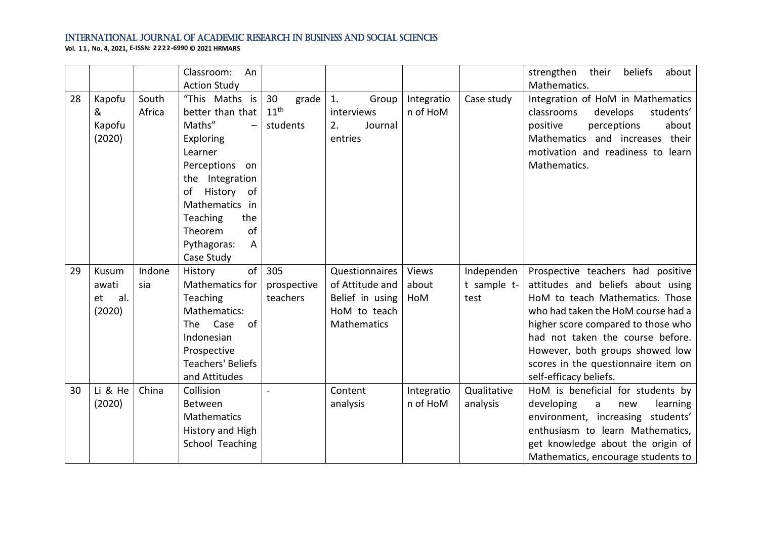| | | | Classroom: An Action Study | | | | | strengthen their beliefs about Mathematics. |
|---|---|---|---|---|---|---|---|---|
| 28 | Kapofu & Kapofu (2020) | South Africa | "This Maths is better than that Maths" – Exploring Learner Perceptions on the Integration of History of Mathematics in Teaching the Theorem of Pythagoras: A Case Study | 30 grade 11th students | 1. Group interviews 2. Journal entries | Integration of HoM | Case study | Integration of HoM in Mathematics classrooms develops students' positive perceptions about Mathematics and increases their motivation and readiness to learn Mathematics. |
| 29 | Kusumawati et al. (2020) | Indonesia | History of Mathematics for Teaching Mathematics: The Case of Indonesian Prospective Teachers' Beliefs and Attitudes | 305 prospective teachers | Questionnaires of Attitude and Belief in using HoM to teach Mathematics | Views about HoM | Independent sample t-test | Prospective teachers had positive attitudes and beliefs about using HoM to teach Mathematics. Those who had taken the HoM course had a higher score compared to those who had not taken the course before. However, both groups showed low scores in the questionnaire item on self-efficacy beliefs. |
| 30 | Li & He (2020) | China | Collision Between Mathematics History and High School Teaching | - | Content analysis | Integration of HoM | Qualitative analysis | HoM is beneficial for students by developing a new learning environment, increasing students' enthusiasm to learn Mathematics, get knowledge about the origin of Mathematics, encourage students to |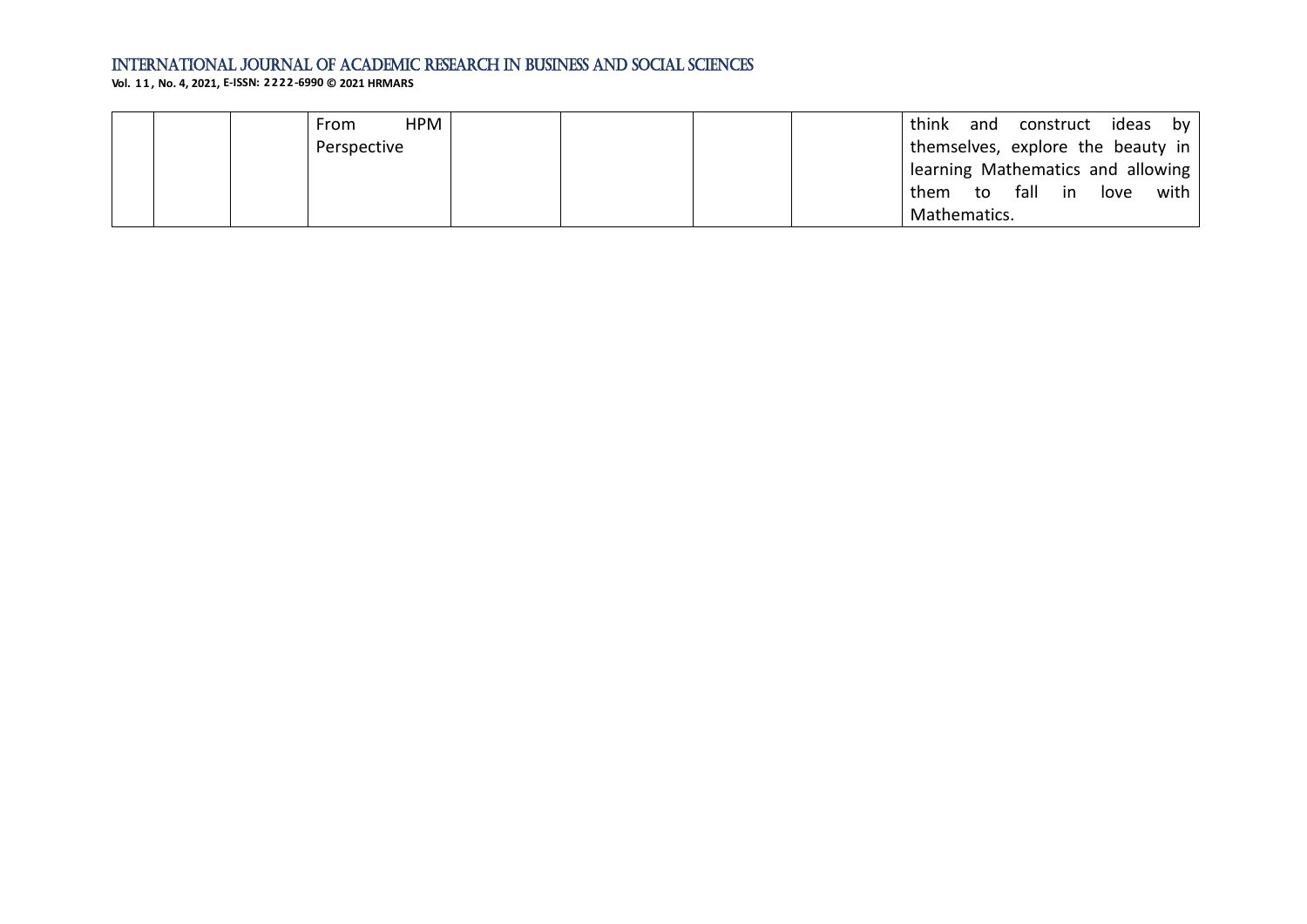|  |  |  | From HPM Perspective |  |  |  |  | think and construct ideas by themselves, explore the beauty in learning Mathematics and allowing them to fall in love with Mathematics. |
|---|---|---|---|---|---|---|---|---|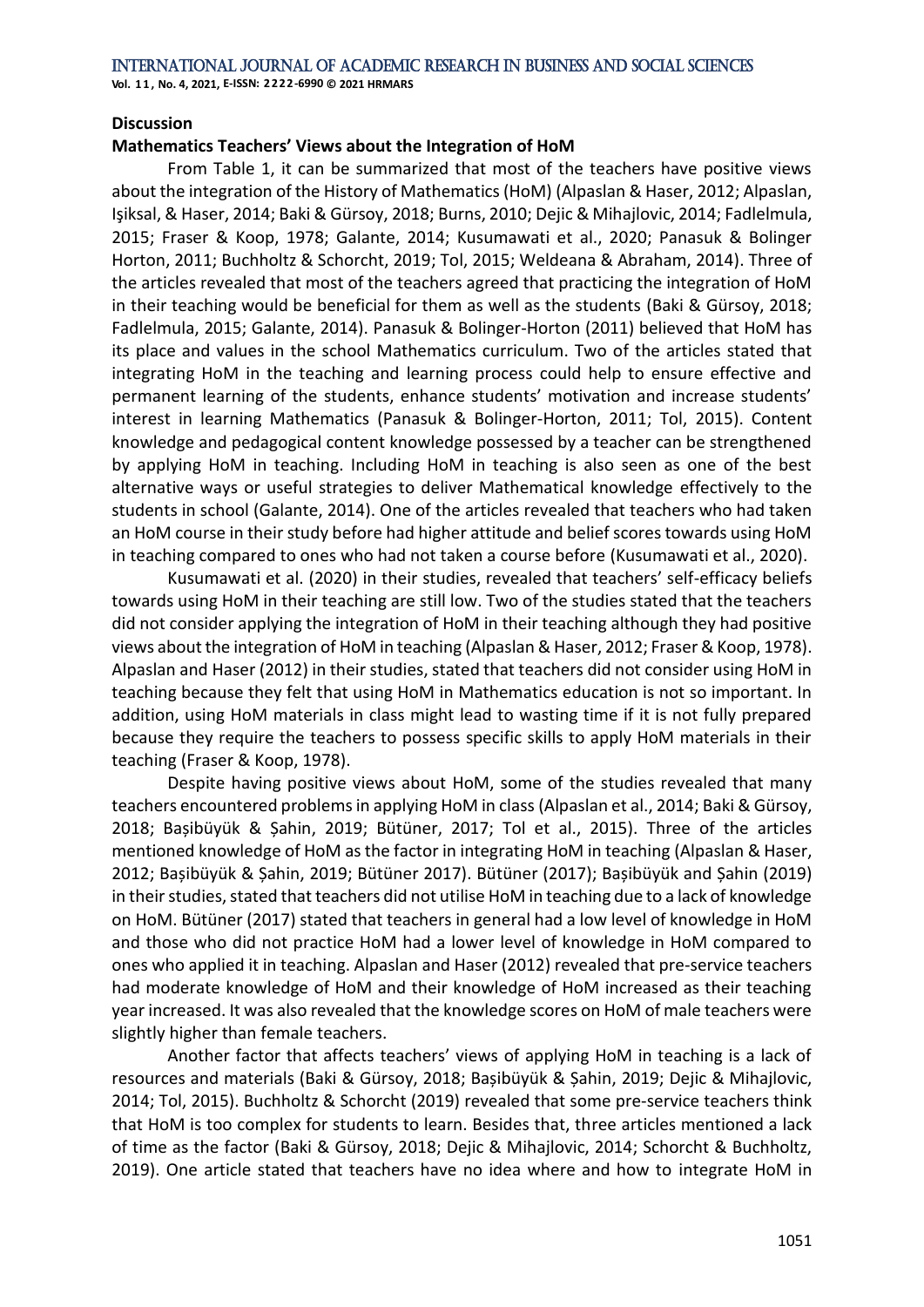**Discussion**

**Mathematics Teachers' Views about the Integration of HoM**

From Table 1, it can be summarized that most of the teachers have positive views about the integration of the History of Mathematics (HoM) (Alpaslan & Haser, 2012; Alpaslan, Işiksal, & Haser, 2014; Baki & Gürsoy, 2018; Burns, 2010; Dejic & Mihajlovic, 2014; Fadlelmula, 2015; Fraser & Koop, 1978; Galante, 2014; Kusumawati et al., 2020; Panasuk & Bolinger Horton, 2011; Buchholtz & Schorcht, 2019; Tol, 2015; Weldeana & Abraham, 2014). Three of the articles revealed that most of the teachers agreed that practicing the integration of HoM in their teaching would be beneficial for them as well as the students (Baki & Gürsoy, 2018; Fadlelmula, 2015; Galante, 2014). Panasuk & Bolinger-Horton (2011) believed that HoM has its place and values in the school Mathematics curriculum. Two of the articles stated that integrating HoM in the teaching and learning process could help to ensure effective and permanent learning of the students, enhance students' motivation and increase students' interest in learning Mathematics (Panasuk & Bolinger-Horton, 2011; Tol, 2015). Content knowledge and pedagogical content knowledge possessed by a teacher can be strengthened by applying HoM in teaching. Including HoM in teaching is also seen as one of the best alternative ways or useful strategies to deliver Mathematical knowledge effectively to the students in school (Galante, 2014). One of the articles revealed that teachers who had taken an HoM course in their study before had higher attitude and belief scores towards using HoM in teaching compared to ones who had not taken a course before (Kusumawati et al., 2020).

Kusumawati et al. (2020) in their studies, revealed that teachers' self-efficacy beliefs towards using HoM in their teaching are still low. Two of the studies stated that the teachers did not consider applying the integration of HoM in their teaching although they had positive views about the integration of HoM in teaching (Alpaslan & Haser, 2012; Fraser & Koop, 1978). Alpaslan and Haser (2012) in their studies, stated that teachers did not consider using HoM in teaching because they felt that using HoM in Mathematics education is not so important. In addition, using HoM materials in class might lead to wasting time if it is not fully prepared because they require the teachers to possess specific skills to apply HoM materials in their teaching (Fraser & Koop, 1978).

Despite having positive views about HoM, some of the studies revealed that many teachers encountered problems in applying HoM in class (Alpaslan et al., 2014; Baki & Gürsoy, 2018; Başibüyük & Şahin, 2019; Bütüner, 2017; Tol et al., 2015). Three of the articles mentioned knowledge of HoM as the factor in integrating HoM in teaching (Alpaslan & Haser, 2012; Başibüyük & Şahin, 2019; Bütüner 2017). Bütüner (2017); Başibüyük and Şahin (2019) in their studies, stated that teachers did not utilise HoM in teaching due to a lack of knowledge on HoM. Bütüner (2017) stated that teachers in general had a low level of knowledge in HoM and those who did not practice HoM had a lower level of knowledge in HoM compared to ones who applied it in teaching. Alpaslan and Haser (2012) revealed that pre-service teachers had moderate knowledge of HoM and their knowledge of HoM increased as their teaching year increased. It was also revealed that the knowledge scores on HoM of male teachers were slightly higher than female teachers.

Another factor that affects teachers' views of applying HoM in teaching is a lack of resources and materials (Baki & Gürsoy, 2018; Başibüyük & Şahin, 2019; Dejic & Mihajlovic, 2014; Tol, 2015). Buchholtz & Schorcht (2019) revealed that some pre-service teachers think that HoM is too complex for students to learn. Besides that, three articles mentioned a lack of time as the factor (Baki & Gürsoy, 2018; Dejic & Mihajlovic, 2014; Schorcht & Buchholtz, 2019). One article stated that teachers have no idea where and how to integrate HoM in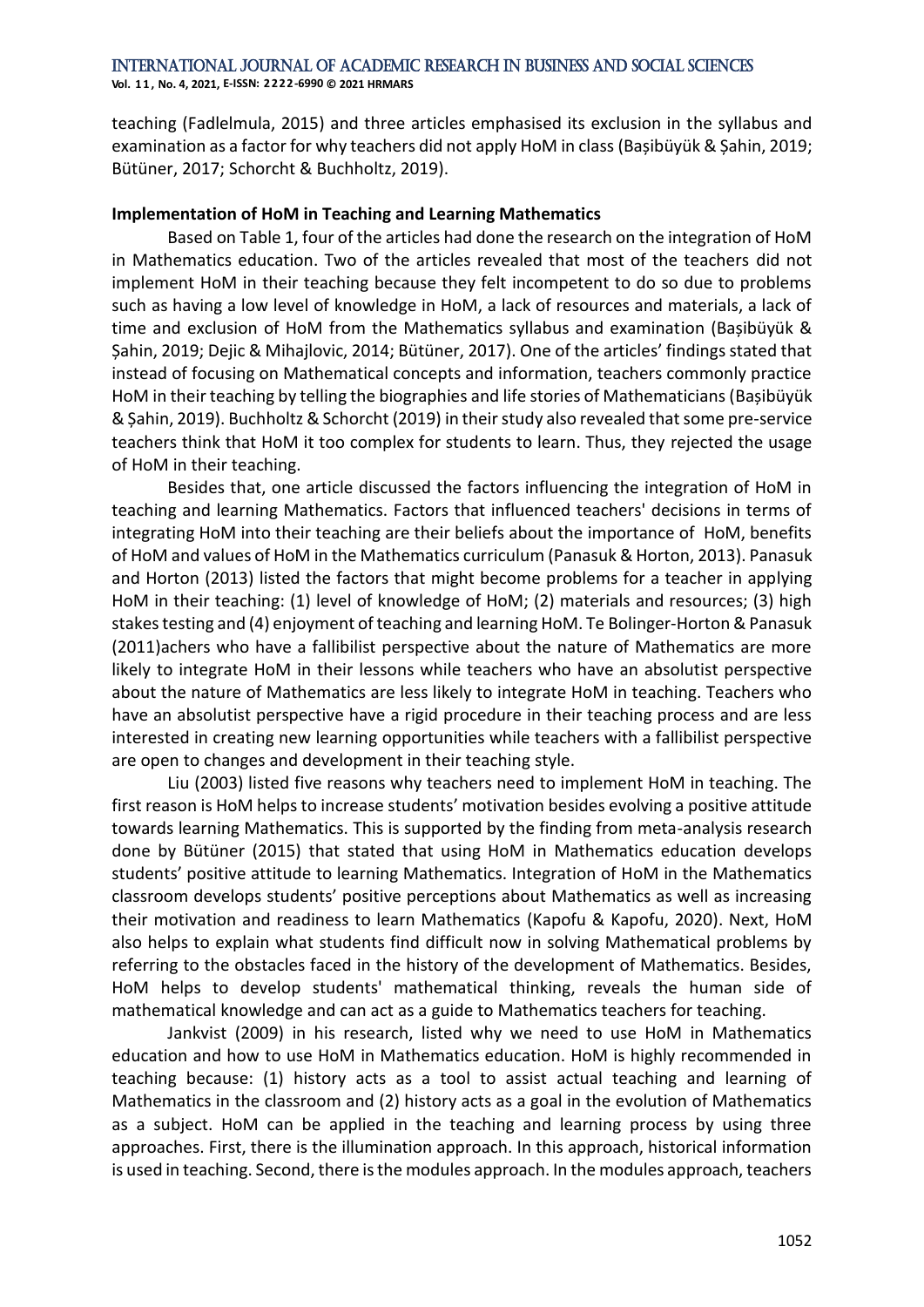teaching (Fadlelmula, 2015) and three articles emphasised its exclusion in the syllabus and examination as a factor for why teachers did not apply HoM in class (Bașibüyük & Șahin, 2019; Bütüner, 2017; Schorcht & Buchholtz, 2019).

**Implementation of HoM in Teaching and Learning Mathematics**

Based on Table 1, four of the articles had done the research on the integration of HoM in Mathematics education. Two of the articles revealed that most of the teachers did not implement HoM in their teaching because they felt incompetent to do so due to problems such as having a low level of knowledge in HoM, a lack of resources and materials, a lack of time and exclusion of HoM from the Mathematics syllabus and examination (Bașibüyük & Șahin, 2019; Dejic & Mihajlovic, 2014; Bütüner, 2017). One of the articles' findings stated that instead of focusing on Mathematical concepts and information, teachers commonly practice HoM in their teaching by telling the biographies and life stories of Mathematicians (Bașibüyük & Șahin, 2019). Buchholtz & Schorcht (2019) in their study also revealed that some pre-service teachers think that HoM it too complex for students to learn. Thus, they rejected the usage of HoM in their teaching.

Besides that, one article discussed the factors influencing the integration of HoM in teaching and learning Mathematics. Factors that influenced teachers' decisions in terms of integrating HoM into their teaching are their beliefs about the importance of HoM, benefits of HoM and values of HoM in the Mathematics curriculum (Panasuk & Horton, 2013). Panasuk and Horton (2013) listed the factors that might become problems for a teacher in applying HoM in their teaching: (1) level of knowledge of HoM; (2) materials and resources; (3) high stakes testing and (4) enjoyment of teaching and learning HoM. Te Bolinger-Horton & Panasuk (2011)achers who have a fallibilist perspective about the nature of Mathematics are more likely to integrate HoM in their lessons while teachers who have an absolutist perspective about the nature of Mathematics are less likely to integrate HoM in teaching. Teachers who have an absolutist perspective have a rigid procedure in their teaching process and are less interested in creating new learning opportunities while teachers with a fallibilist perspective are open to changes and development in their teaching style.

Liu (2003) listed five reasons why teachers need to implement HoM in teaching. The first reason is HoM helps to increase students' motivation besides evolving a positive attitude towards learning Mathematics. This is supported by the finding from meta-analysis research done by Bütüner (2015) that stated that using HoM in Mathematics education develops students' positive attitude to learning Mathematics. Integration of HoM in the Mathematics classroom develops students' positive perceptions about Mathematics as well as increasing their motivation and readiness to learn Mathematics (Kapofu & Kapofu, 2020). Next, HoM also helps to explain what students find difficult now in solving Mathematical problems by referring to the obstacles faced in the history of the development of Mathematics. Besides, HoM helps to develop students' mathematical thinking, reveals the human side of mathematical knowledge and can act as a guide to Mathematics teachers for teaching.

Jankvist (2009) in his research, listed why we need to use HoM in Mathematics education and how to use HoM in Mathematics education. HoM is highly recommended in teaching because: (1) history acts as a tool to assist actual teaching and learning of Mathematics in the classroom and (2) history acts as a goal in the evolution of Mathematics as a subject. HoM can be applied in the teaching and learning process by using three approaches. First, there is the illumination approach. In this approach, historical information is used in teaching. Second, there is the modules approach. In the modules approach, teachers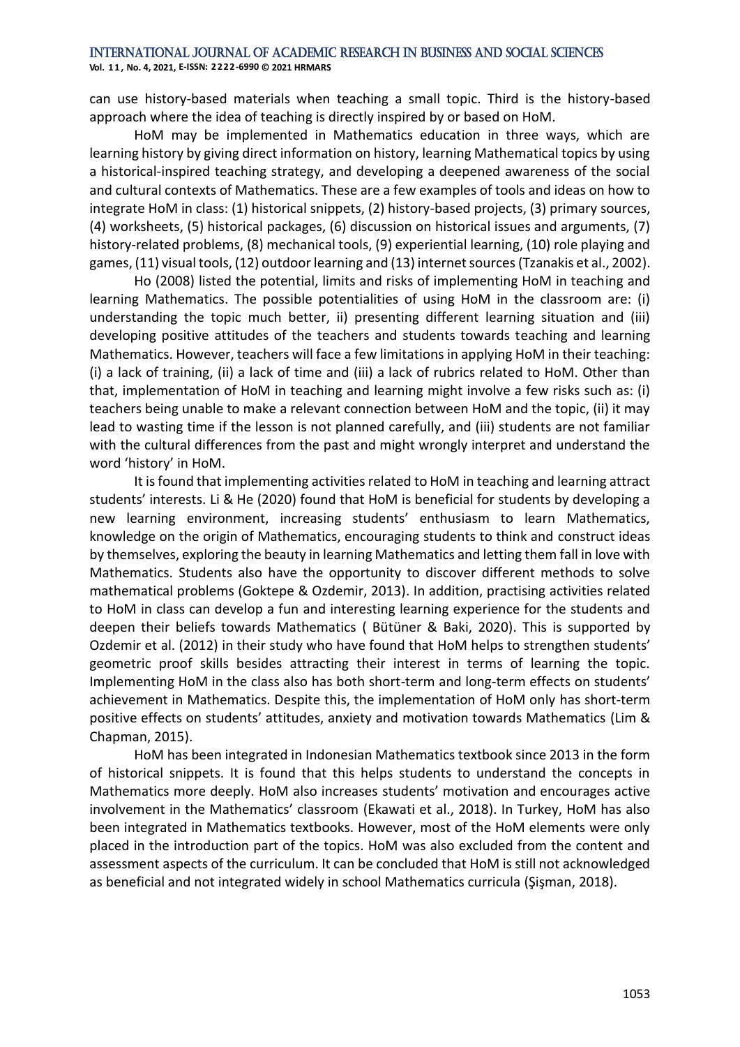can use history-based materials when teaching a small topic. Third is the history-based approach where the idea of teaching is directly inspired by or based on HoM.

HoM may be implemented in Mathematics education in three ways, which are learning history by giving direct information on history, learning Mathematical topics by using a historical-inspired teaching strategy, and developing a deepened awareness of the social and cultural contexts of Mathematics. These are a few examples of tools and ideas on how to integrate HoM in class: (1) historical snippets, (2) history-based projects, (3) primary sources, (4) worksheets, (5) historical packages, (6) discussion on historical issues and arguments, (7) history-related problems, (8) mechanical tools, (9) experiential learning, (10) role playing and games, (11) visual tools, (12) outdoor learning and (13) internet sources (Tzanakis et al., 2002).

Ho (2008) listed the potential, limits and risks of implementing HoM in teaching and learning Mathematics. The possible potentialities of using HoM in the classroom are: (i) understanding the topic much better, ii) presenting different learning situation and (iii) developing positive attitudes of the teachers and students towards teaching and learning Mathematics. However, teachers will face a few limitations in applying HoM in their teaching: (i) a lack of training, (ii) a lack of time and (iii) a lack of rubrics related to HoM. Other than that, implementation of HoM in teaching and learning might involve a few risks such as: (i) teachers being unable to make a relevant connection between HoM and the topic, (ii) it may lead to wasting time if the lesson is not planned carefully, and (iii) students are not familiar with the cultural differences from the past and might wrongly interpret and understand the word 'history' in HoM.

It is found that implementing activities related to HoM in teaching and learning attract students' interests. Li & He (2020) found that HoM is beneficial for students by developing a new learning environment, increasing students' enthusiasm to learn Mathematics, knowledge on the origin of Mathematics, encouraging students to think and construct ideas by themselves, exploring the beauty in learning Mathematics and letting them fall in love with Mathematics. Students also have the opportunity to discover different methods to solve mathematical problems (Goktepe & Ozdemir, 2013). In addition, practising activities related to HoM in class can develop a fun and interesting learning experience for the students and deepen their beliefs towards Mathematics ( Bütüner & Baki, 2020). This is supported by Ozdemir et al. (2012) in their study who have found that HoM helps to strengthen students' geometric proof skills besides attracting their interest in terms of learning the topic. Implementing HoM in the class also has both short-term and long-term effects on students' achievement in Mathematics. Despite this, the implementation of HoM only has short-term positive effects on students' attitudes, anxiety and motivation towards Mathematics (Lim & Chapman, 2015).

HoM has been integrated in Indonesian Mathematics textbook since 2013 in the form of historical snippets. It is found that this helps students to understand the concepts in Mathematics more deeply. HoM also increases students' motivation and encourages active involvement in the Mathematics' classroom (Ekawati et al., 2018). In Turkey, HoM has also been integrated in Mathematics textbooks. However, most of the HoM elements were only placed in the introduction part of the topics. HoM was also excluded from the content and assessment aspects of the curriculum. It can be concluded that HoM is still not acknowledged as beneficial and not integrated widely in school Mathematics curricula (Şişman, 2018).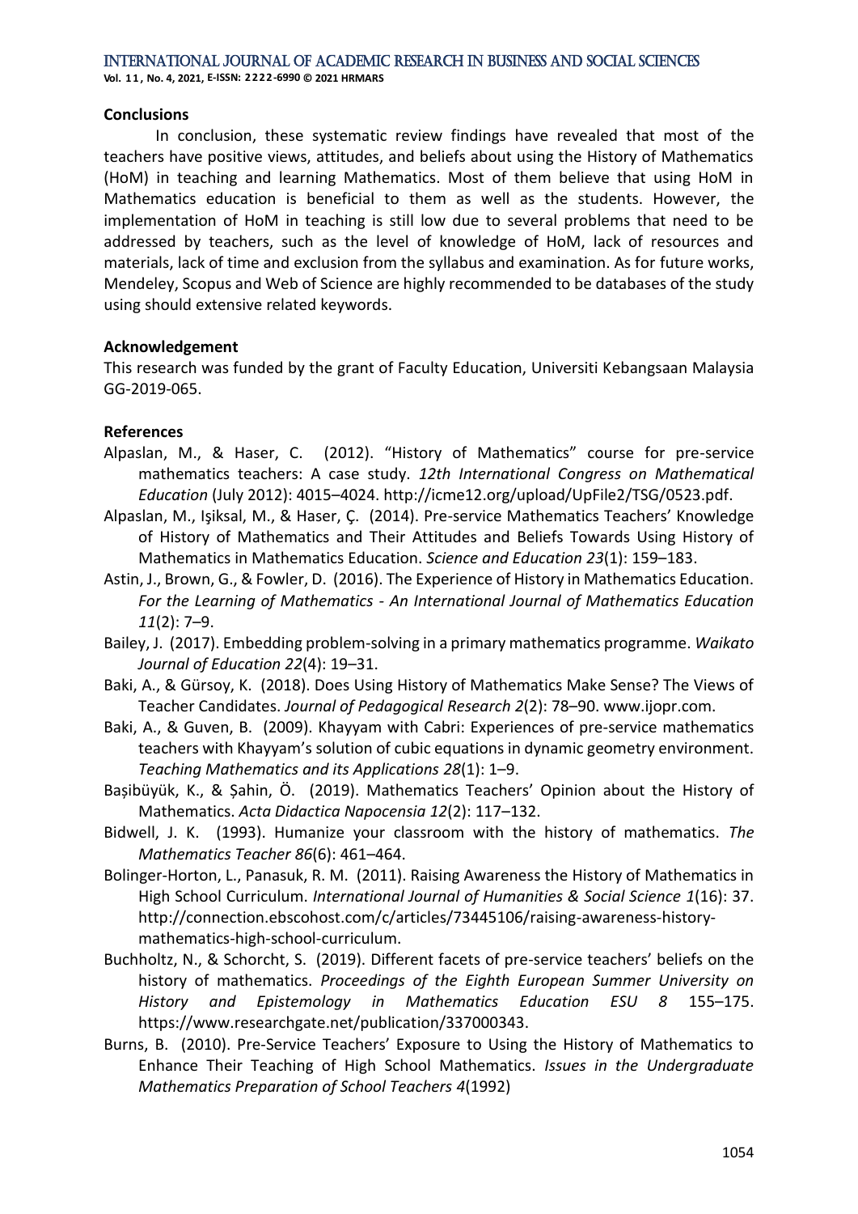**Conclusions**

In conclusion, these systematic review findings have revealed that most of the teachers have positive views, attitudes, and beliefs about using the History of Mathematics (HoM) in teaching and learning Mathematics. Most of them believe that using HoM in Mathematics education is beneficial to them as well as the students. However, the implementation of HoM in teaching is still low due to several problems that need to be addressed by teachers, such as the level of knowledge of HoM, lack of resources and materials, lack of time and exclusion from the syllabus and examination. As for future works, Mendeley, Scopus and Web of Science are highly recommended to be databases of the study using should extensive related keywords.

**Acknowledgement**

This research was funded by the grant of Faculty Education, Universiti Kebangsaan Malaysia GG-2019-065.

**References**

Alpaslan, M., & Haser, C. (2012). "History of Mathematics" course for pre-service mathematics teachers: A case study. *12th International Congress on Mathematical Education* (July 2012): 4015–4024. http://icme12.org/upload/UpFile2/TSG/0523.pdf.

Alpaslan, M., Işiksal, M., & Haser, Ç. (2014). Pre-service Mathematics Teachers' Knowledge of History of Mathematics and Their Attitudes and Beliefs Towards Using History of Mathematics in Mathematics Education. *Science and Education 23*(1): 159–183.

Astin, J., Brown, G., & Fowler, D. (2016). The Experience of History in Mathematics Education. *For the Learning of Mathematics - An International Journal of Mathematics Education 11*(2): 7–9.

Bailey, J. (2017). Embedding problem-solving in a primary mathematics programme. *Waikato Journal of Education 22*(4): 19–31.

Baki, A., & Gürsoy, K. (2018). Does Using History of Mathematics Make Sense? The Views of Teacher Candidates. *Journal of Pedagogical Research 2*(2): 78–90. www.ijopr.com.

Baki, A., & Guven, B. (2009). Khayyam with Cabri: Experiences of pre-service mathematics teachers with Khayyam's solution of cubic equations in dynamic geometry environment. *Teaching Mathematics and its Applications 28*(1): 1–9.

Başibüyük, K., & Şahin, Ö. (2019). Mathematics Teachers' Opinion about the History of Mathematics. *Acta Didactica Napocensia 12*(2): 117–132.

Bidwell, J. K. (1993). Humanize your classroom with the history of mathematics. *The Mathematics Teacher 86*(6): 461–464.

Bolinger-Horton, L., Panasuk, R. M. (2011). Raising Awareness the History of Mathematics in High School Curriculum. *International Journal of Humanities & Social Science 1*(16): 37. http://connection.ebscohost.com/c/articles/73445106/raising-awareness-history-mathematics-high-school-curriculum.

Buchholtz, N., & Schorcht, S. (2019). Different facets of pre-service teachers' beliefs on the history of mathematics. *Proceedings of the Eighth European Summer University on History and Epistemology in Mathematics Education ESU 8* 155–175. https://www.researchgate.net/publication/337000343.

Burns, B. (2010). Pre-Service Teachers' Exposure to Using the History of Mathematics to Enhance Their Teaching of High School Mathematics. *Issues in the Undergraduate Mathematics Preparation of School Teachers 4*(1992)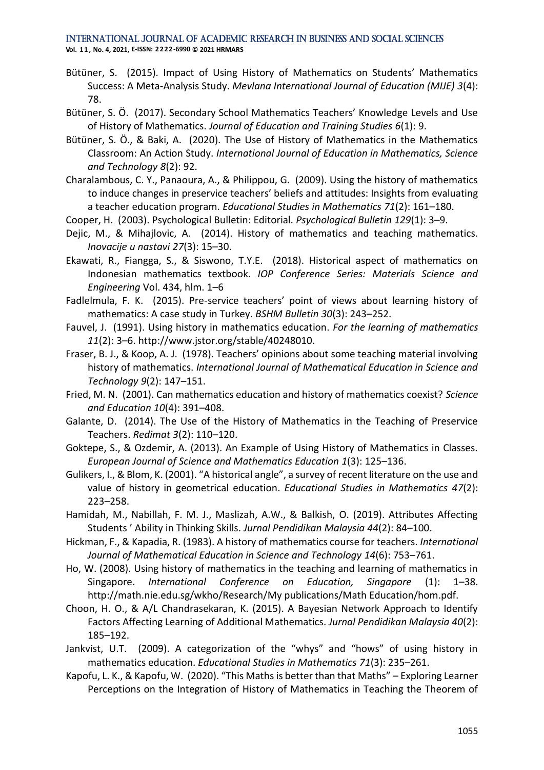Bütüner, S. (2015). Impact of Using History of Mathematics on Students' Mathematics Success: A Meta-Analysis Study. *Mevlana International Journal of Education (MIJE) 3*(4): 78.

Bütüner, S. Ö. (2017). Secondary School Mathematics Teachers' Knowledge Levels and Use of History of Mathematics. *Journal of Education and Training Studies 6*(1): 9.

Bütüner, S. Ö., & Baki, A. (2020). The Use of History of Mathematics in the Mathematics Classroom: An Action Study. *International Journal of Education in Mathematics, Science and Technology 8*(2): 92.

Charalambous, C. Y., Panaoura, A., & Philippou, G. (2009). Using the history of mathematics to induce changes in preservice teachers' beliefs and attitudes: Insights from evaluating a teacher education program. *Educational Studies in Mathematics 71*(2): 161–180.

Cooper, H. (2003). Psychological Bulletin: Editorial. *Psychological Bulletin 129*(1): 3–9.

Dejic, M., & Mihajlovic, A. (2014). History of mathematics and teaching mathematics. *Inovacije u nastavi 27*(3): 15–30.

Ekawati, R., Fiangga, S., & Siswono, T.Y.E. (2018). Historical aspect of mathematics on Indonesian mathematics textbook. *IOP Conference Series: Materials Science and Engineering* Vol. 434, hlm. 1–6

Fadlelmula, F. K. (2015). Pre-service teachers' point of views about learning history of mathematics: A case study in Turkey. *BSHM Bulletin 30*(3): 243–252.

Fauvel, J. (1991). Using history in mathematics education. *For the learning of mathematics 11*(2): 3–6. http://www.jstor.org/stable/40248010.

Fraser, B. J., & Koop, A. J. (1978). Teachers' opinions about some teaching material involving history of mathematics. *International Journal of Mathematical Education in Science and Technology 9*(2): 147–151.

Fried, M. N. (2001). Can mathematics education and history of mathematics coexist? *Science and Education 10*(4): 391–408.

Galante, D. (2014). The Use of the History of Mathematics in the Teaching of Preservice Teachers. *Redimat 3*(2): 110–120.

Goktepe, S., & Ozdemir, A. (2013). An Example of Using History of Mathematics in Classes. *European Journal of Science and Mathematics Education 1*(3): 125–136.

Gulikers, I., & Blom, K. (2001). "A historical angle", a survey of recent literature on the use and value of history in geometrical education. *Educational Studies in Mathematics 47*(2): 223–258.

Hamidah, M., Nabillah, F. M. J., Maslizah, A.W., & Balkish, O. (2019). Attributes Affecting Students ' Ability in Thinking Skills. *Jurnal Pendidikan Malaysia 44*(2): 84–100.

Hickman, F., & Kapadia, R. (1983). A history of mathematics course for teachers. *International Journal of Mathematical Education in Science and Technology 14*(6): 753–761.

Ho, W. (2008). Using history of mathematics in the teaching and learning of mathematics in Singapore. *International Conference on Education, Singapore* (1): 1–38. http://math.nie.edu.sg/wkho/Research/My publications/Math Education/hom.pdf.

Choon, H. O., & A/L Chandrasekaran, K. (2015). A Bayesian Network Approach to Identify Factors Affecting Learning of Additional Mathematics. *Jurnal Pendidikan Malaysia 40*(2): 185–192.

Jankvist, U.T. (2009). A categorization of the "whys" and "hows" of using history in mathematics education. *Educational Studies in Mathematics 71*(3): 235–261.

Kapofu, L. K., & Kapofu, W. (2020). "This Maths is better than that Maths" – Exploring Learner Perceptions on the Integration of History of Mathematics in Teaching the Theorem of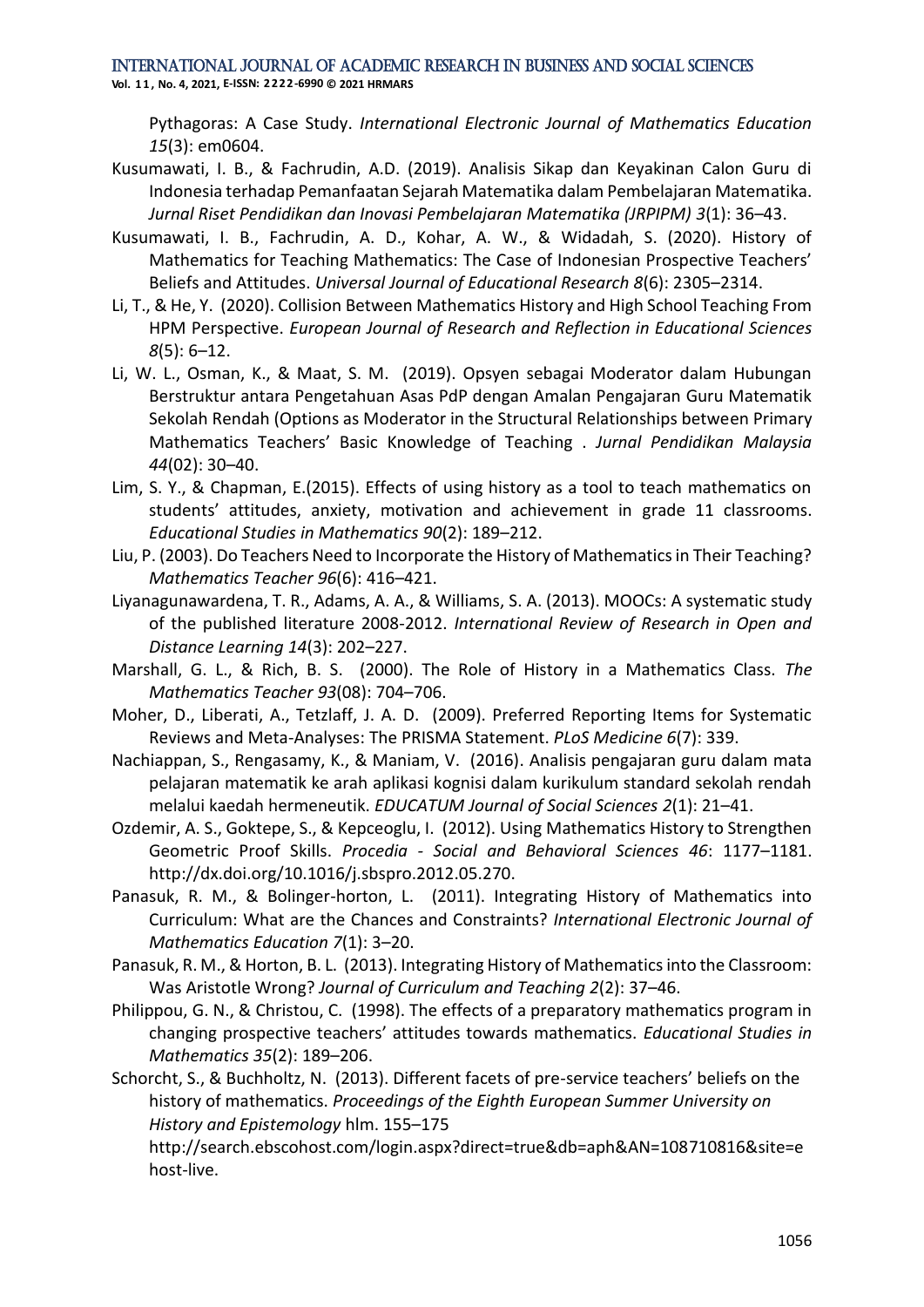Pythagoras: A Case Study. *International Electronic Journal of Mathematics Education 15*(3): em0604.

Kusumawati, I. B., & Fachrudin, A.D. (2019). Analisis Sikap dan Keyakinan Calon Guru di Indonesia terhadap Pemanfaatan Sejarah Matematika dalam Pembelajaran Matematika. *Jurnal Riset Pendidikan dan Inovasi Pembelajaran Matematika (JRPIPM) 3*(1): 36–43.

Kusumawati, I. B., Fachrudin, A. D., Kohar, A. W., & Widadah, S. (2020). History of Mathematics for Teaching Mathematics: The Case of Indonesian Prospective Teachers' Beliefs and Attitudes. *Universal Journal of Educational Research 8*(6): 2305–2314.

Li, T., & He, Y. (2020). Collision Between Mathematics History and High School Teaching From HPM Perspective. *European Journal of Research and Reflection in Educational Sciences 8*(5): 6–12.

Li, W. L., Osman, K., & Maat, S. M. (2019). Opsyen sebagai Moderator dalam Hubungan Berstruktur antara Pengetahuan Asas PdP dengan Amalan Pengajaran Guru Matematik Sekolah Rendah (Options as Moderator in the Structural Relationships between Primary Mathematics Teachers' Basic Knowledge of Teaching . *Jurnal Pendidikan Malaysia 44*(02): 30–40.

Lim, S. Y., & Chapman, E.(2015). Effects of using history as a tool to teach mathematics on students' attitudes, anxiety, motivation and achievement in grade 11 classrooms. *Educational Studies in Mathematics 90*(2): 189–212.

Liu, P. (2003). Do Teachers Need to Incorporate the History of Mathematics in Their Teaching? *Mathematics Teacher 96*(6): 416–421.

Liyanagunawardena, T. R., Adams, A. A., & Williams, S. A. (2013). MOOCs: A systematic study of the published literature 2008-2012. *International Review of Research in Open and Distance Learning 14*(3): 202–227.

Marshall, G. L., & Rich, B. S. (2000). The Role of History in a Mathematics Class. *The Mathematics Teacher 93*(08): 704–706.

Moher, D., Liberati, A., Tetzlaff, J. A. D. (2009). Preferred Reporting Items for Systematic Reviews and Meta-Analyses: The PRISMA Statement. *PLoS Medicine 6*(7): 339.

Nachiappan, S., Rengasamy, K., & Maniam, V. (2016). Analisis pengajaran guru dalam mata pelajaran matematik ke arah aplikasi kognisi dalam kurikulum standard sekolah rendah melalui kaedah hermeneutik. *EDUCATUM Journal of Social Sciences 2*(1): 21–41.

Ozdemir, A. S., Goktepe, S., & Kepceoglu, I. (2012). Using Mathematics History to Strengthen Geometric Proof Skills. *Procedia - Social and Behavioral Sciences 46*: 1177–1181. http://dx.doi.org/10.1016/j.sbspro.2012.05.270.

Panasuk, R. M., & Bolinger-horton, L. (2011). Integrating History of Mathematics into Curriculum: What are the Chances and Constraints? *International Electronic Journal of Mathematics Education 7*(1): 3–20.

Panasuk, R. M., & Horton, B. L. (2013). Integrating History of Mathematics into the Classroom: Was Aristotle Wrong? *Journal of Curriculum and Teaching 2*(2): 37–46.

Philippou, G. N., & Christou, C. (1998). The effects of a preparatory mathematics program in changing prospective teachers' attitudes towards mathematics. *Educational Studies in Mathematics 35*(2): 189–206.

Schorcht, S., & Buchholtz, N. (2013). Different facets of pre-service teachers' beliefs on the history of mathematics. *Proceedings of the Eighth European Summer University on History and Epistemology* hlm. 155–175 http://search.ebscohost.com/login.aspx?direct=true&db=aph&AN=108710816&site=ehost-live.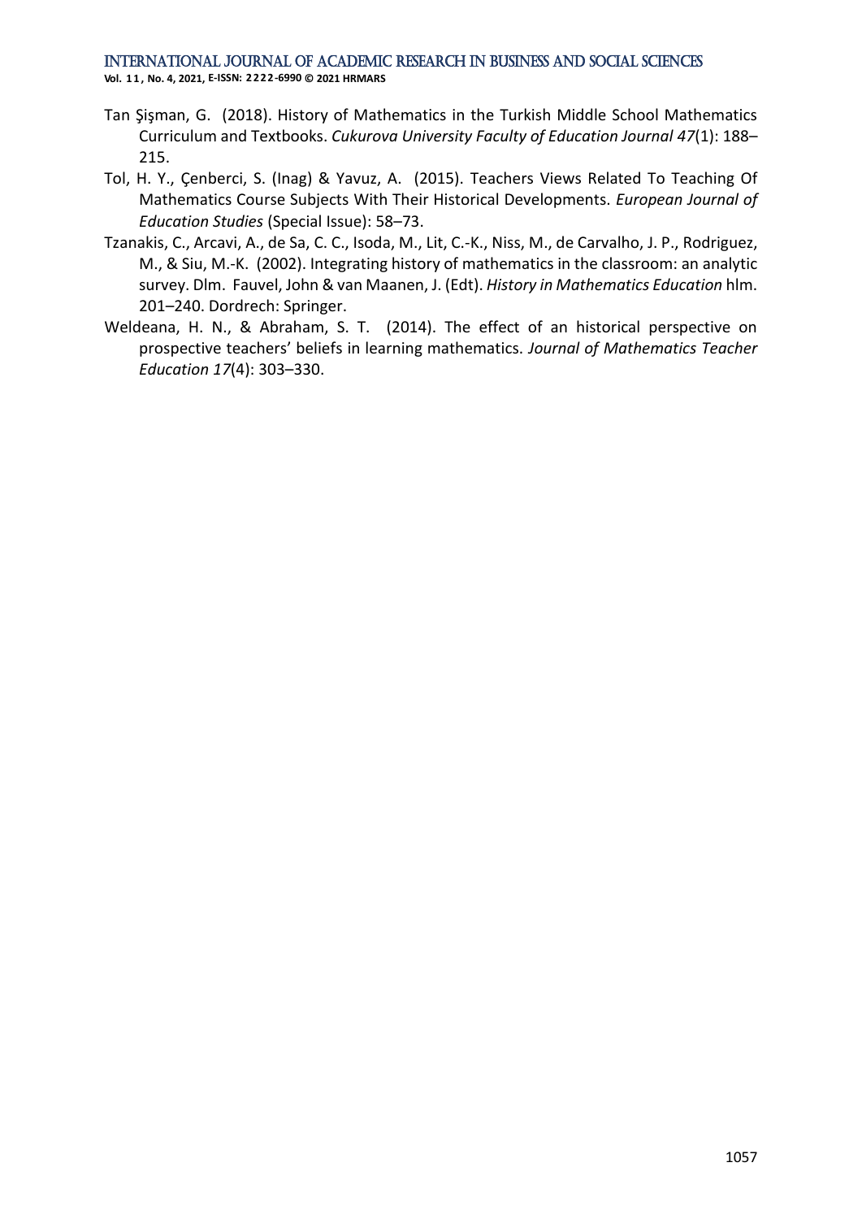Tan Şişman, G. (2018). History of Mathematics in the Turkish Middle School Mathematics Curriculum and Textbooks. *Cukurova University Faculty of Education Journal 47*(1): 188–215.

Tol, H. Y., Çenberci, S. (Inag) & Yavuz, A. (2015). Teachers Views Related To Teaching Of Mathematics Course Subjects With Their Historical Developments. *European Journal of Education Studies* (Special Issue): 58–73.

Tzanakis, C., Arcavi, A., de Sa, C. C., Isoda, M., Lit, C.-K., Niss, M., de Carvalho, J. P., Rodriguez, M., & Siu, M.-K. (2002). Integrating history of mathematics in the classroom: an analytic survey. Dlm. Fauvel, John & van Maanen, J. (Edt). *History in Mathematics Education* hlm. 201–240. Dordrech: Springer.

Weldeana, H. N., & Abraham, S. T. (2014). The effect of an historical perspective on prospective teachers' beliefs in learning mathematics. *Journal of Mathematics Teacher Education 17*(4): 303–330.